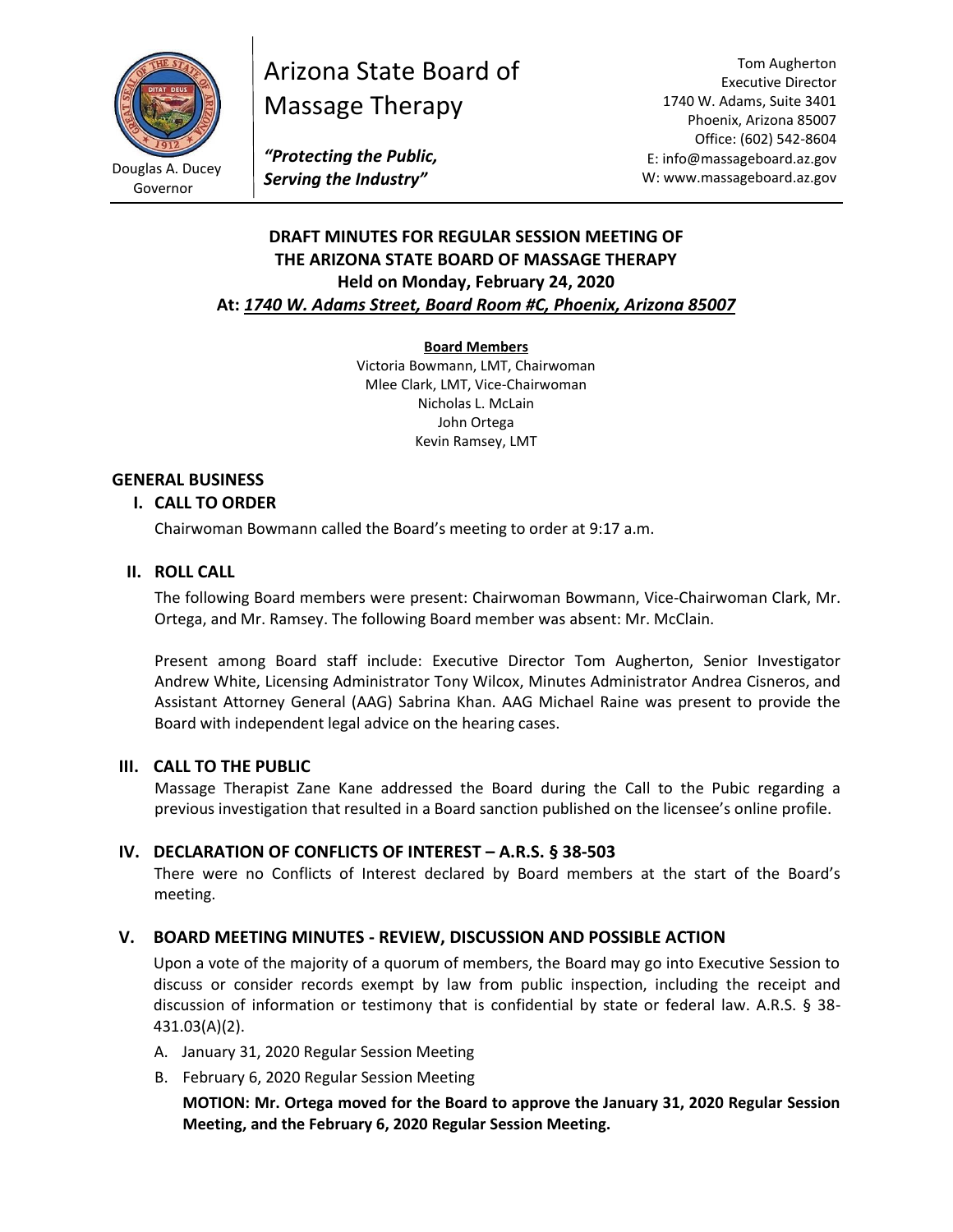Douglas A. Ducey
Governor

# Arizona State Board of Massage Therapy

***"Protecting the Public, Serving the Industry"***

Tom Augherton
Executive Director
1740 W. Adams, Suite 3401
Phoenix, Arizona 85007
Office: (602) 542-8604
E: info@massageboard.az.gov
W: www.massageboard.az.gov

## DRAFT MINUTES FOR REGULAR SESSION MEETING OF THE ARIZONA STATE BOARD OF MASSAGE THERAPY
## Held on Monday, February 24, 2020
## At: *1740 W. Adams Street, Board Room #C, Phoenix, Arizona 85007*

**Board Members**

Victoria Bowmann, LMT, Chairwoman
Mlee Clark, LMT, Vice-Chairwoman
Nicholas L. McLain
John Ortega
Kevin Ramsey, LMT

## GENERAL BUSINESS

### I. CALL TO ORDER

Chairwoman Bowmann called the Board's meeting to order at 9:17 a.m.

### II. ROLL CALL

The following Board members were present: Chairwoman Bowmann, Vice-Chairwoman Clark, Mr. Ortega, and Mr. Ramsey. The following Board member was absent: Mr. McClain.

Present among Board staff include: Executive Director Tom Augherton, Senior Investigator Andrew White, Licensing Administrator Tony Wilcox, Minutes Administrator Andrea Cisneros, and Assistant Attorney General (AAG) Sabrina Khan. AAG Michael Raine was present to provide the Board with independent legal advice on the hearing cases.

### III. CALL TO THE PUBLIC

Massage Therapist Zane Kane addressed the Board during the Call to the Pubic regarding a previous investigation that resulted in a Board sanction published on the licensee's online profile.

### IV. DECLARATION OF CONFLICTS OF INTEREST – A.R.S. § 38-503

There were no Conflicts of Interest declared by Board members at the start of the Board's meeting.

### V. BOARD MEETING MINUTES - REVIEW, DISCUSSION AND POSSIBLE ACTION

Upon a vote of the majority of a quorum of members, the Board may go into Executive Session to discuss or consider records exempt by law from public inspection, including the receipt and discussion of information or testimony that is confidential by state or federal law. A.R.S. § 38-431.03(A)(2).

A. January 31, 2020 Regular Session Meeting
B. February 6, 2020 Regular Session Meeting

**MOTION: Mr. Ortega moved for the Board to approve the January 31, 2020 Regular Session Meeting, and the February 6, 2020 Regular Session Meeting.**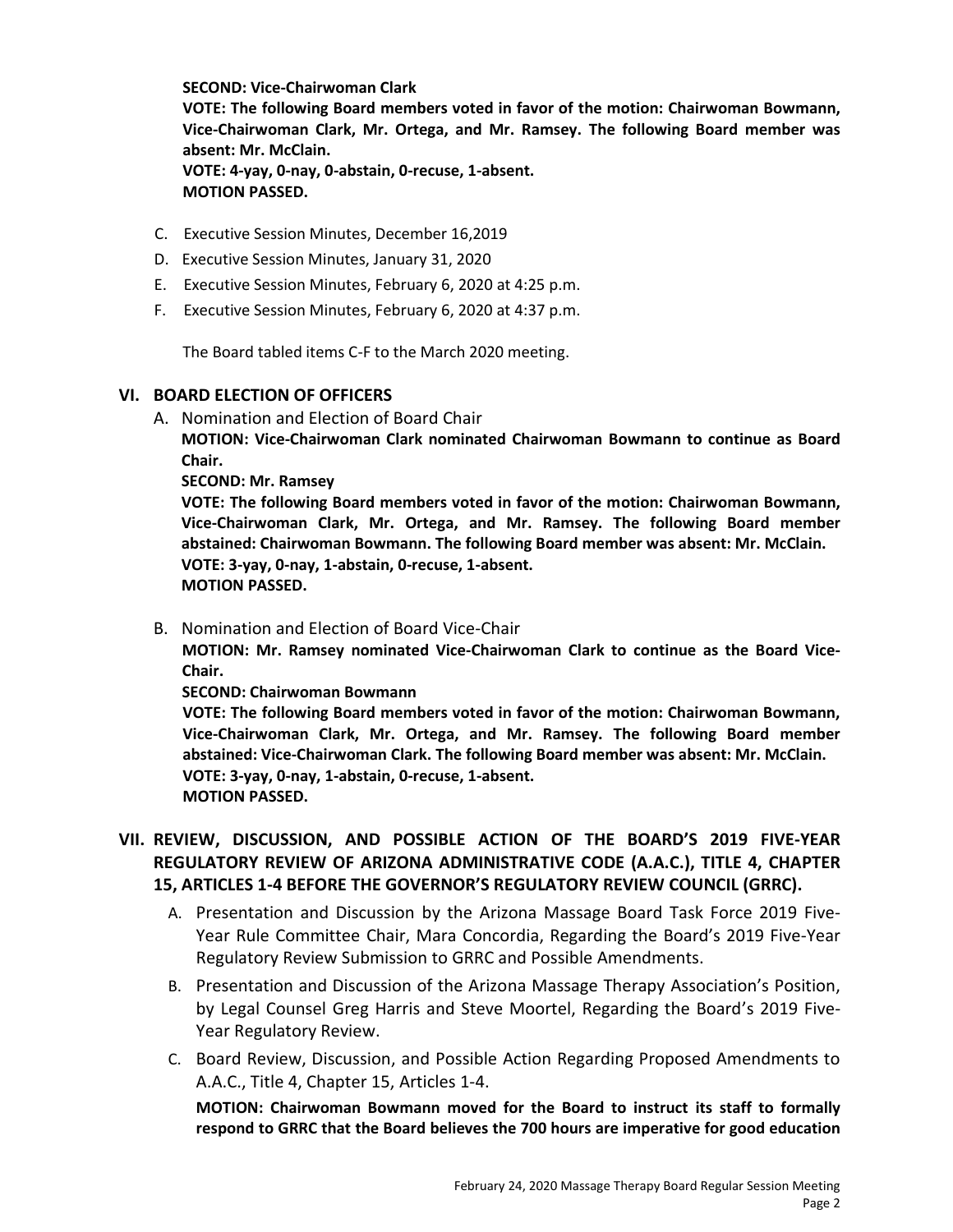**SECOND: Vice-Chairwoman Clark**
**VOTE: The following Board members voted in favor of the motion: Chairwoman Bowmann, Vice-Chairwoman Clark, Mr. Ortega, and Mr. Ramsey. The following Board member was absent: Mr. McClain.**
**VOTE: 4-yay, 0-nay, 0-abstain, 0-recuse, 1-absent.**
**MOTION PASSED.**

C. Executive Session Minutes, December 16,2019
D. Executive Session Minutes, January 31, 2020
E. Executive Session Minutes, February 6, 2020 at 4:25 p.m.
F. Executive Session Minutes, February 6, 2020 at 4:37 p.m.

The Board tabled items C-F to the March 2020 meeting.

## VI. BOARD ELECTION OF OFFICERS

A. Nomination and Election of Board Chair

**MOTION: Vice-Chairwoman Clark nominated Chairwoman Bowmann to continue as Board Chair.**
**SECOND: Mr. Ramsey**
**VOTE: The following Board members voted in favor of the motion: Chairwoman Bowmann, Vice-Chairwoman Clark, Mr. Ortega, and Mr. Ramsey. The following Board member abstained: Chairwoman Bowmann. The following Board member was absent: Mr. McClain.**
**VOTE: 3-yay, 0-nay, 1-abstain, 0-recuse, 1-absent.**
**MOTION PASSED.**

B. Nomination and Election of Board Vice-Chair

**MOTION: Mr. Ramsey nominated Vice-Chairwoman Clark to continue as the Board Vice-Chair.**
**SECOND: Chairwoman Bowmann**
**VOTE: The following Board members voted in favor of the motion: Chairwoman Bowmann, Vice-Chairwoman Clark, Mr. Ortega, and Mr. Ramsey. The following Board member abstained: Vice-Chairwoman Clark. The following Board member was absent: Mr. McClain.**
**VOTE: 3-yay, 0-nay, 1-abstain, 0-recuse, 1-absent.**
**MOTION PASSED.**

## VII. REVIEW, DISCUSSION, AND POSSIBLE ACTION OF THE BOARD'S 2019 FIVE-YEAR REGULATORY REVIEW OF ARIZONA ADMINISTRATIVE CODE (A.A.C.), TITLE 4, CHAPTER 15, ARTICLES 1-4 BEFORE THE GOVERNOR'S REGULATORY REVIEW COUNCIL (GRRC).

A. Presentation and Discussion by the Arizona Massage Board Task Force 2019 Five-Year Rule Committee Chair, Mara Concordia, Regarding the Board's 2019 Five-Year Regulatory Review Submission to GRRC and Possible Amendments.

B. Presentation and Discussion of the Arizona Massage Therapy Association's Position, by Legal Counsel Greg Harris and Steve Moortel, Regarding the Board's 2019 Five-Year Regulatory Review.

C. Board Review, Discussion, and Possible Action Regarding Proposed Amendments to A.A.C., Title 4, Chapter 15, Articles 1-4.

**MOTION: Chairwoman Bowmann moved for the Board to instruct its staff to formally respond to GRRC that the Board believes the 700 hours are imperative for good education**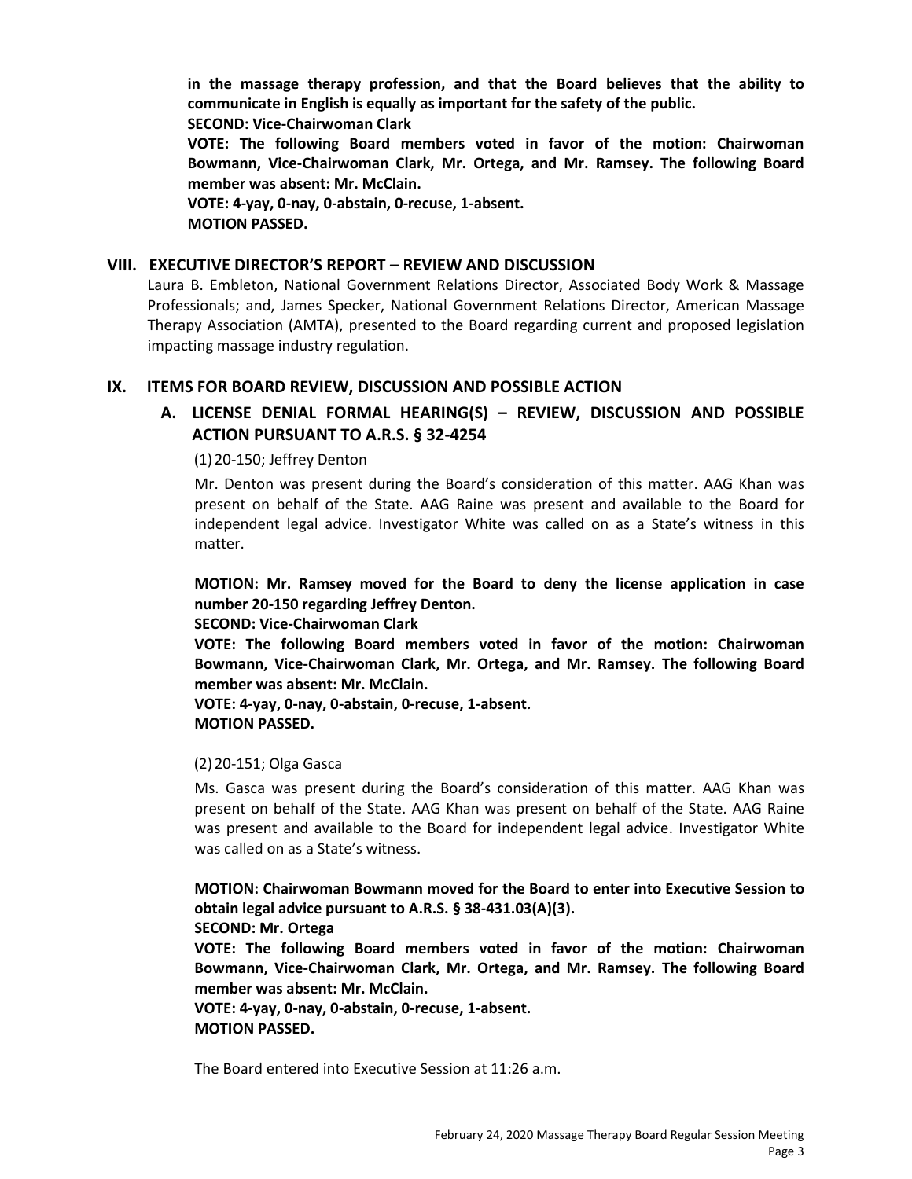**in the massage therapy profession, and that the Board believes that the ability to communicate in English is equally as important for the safety of the public.**
**SECOND: Vice-Chairwoman Clark**
**VOTE: The following Board members voted in favor of the motion: Chairwoman Bowmann, Vice-Chairwoman Clark, Mr. Ortega, and Mr. Ramsey. The following Board member was absent: Mr. McClain.**
**VOTE: 4-yay, 0-nay, 0-abstain, 0-recuse, 1-absent.**
**MOTION PASSED.**

## VIII. EXECUTIVE DIRECTOR'S REPORT – REVIEW AND DISCUSSION

Laura B. Embleton, National Government Relations Director, Associated Body Work & Massage Professionals; and, James Specker, National Government Relations Director, American Massage Therapy Association (AMTA), presented to the Board regarding current and proposed legislation impacting massage industry regulation.

## IX. ITEMS FOR BOARD REVIEW, DISCUSSION AND POSSIBLE ACTION

### A. LICENSE DENIAL FORMAL HEARING(S) – REVIEW, DISCUSSION AND POSSIBLE ACTION PURSUANT TO A.R.S. § 32-4254

(1) 20-150; Jeffrey Denton

Mr. Denton was present during the Board's consideration of this matter. AAG Khan was present on behalf of the State. AAG Raine was present and available to the Board for independent legal advice. Investigator White was called on as a State's witness in this matter.

**MOTION: Mr. Ramsey moved for the Board to deny the license application in case number 20-150 regarding Jeffrey Denton.**
**SECOND: Vice-Chairwoman Clark**
**VOTE: The following Board members voted in favor of the motion: Chairwoman Bowmann, Vice-Chairwoman Clark, Mr. Ortega, and Mr. Ramsey. The following Board member was absent: Mr. McClain.**
**VOTE: 4-yay, 0-nay, 0-abstain, 0-recuse, 1-absent.**
**MOTION PASSED.**

(2) 20-151; Olga Gasca

Ms. Gasca was present during the Board's consideration of this matter. AAG Khan was present on behalf of the State. AAG Khan was present on behalf of the State. AAG Raine was present and available to the Board for independent legal advice. Investigator White was called on as a State's witness.

**MOTION: Chairwoman Bowmann moved for the Board to enter into Executive Session to obtain legal advice pursuant to A.R.S. § 38-431.03(A)(3).**
**SECOND: Mr. Ortega**
**VOTE: The following Board members voted in favor of the motion: Chairwoman Bowmann, Vice-Chairwoman Clark, Mr. Ortega, and Mr. Ramsey. The following Board member was absent: Mr. McClain.**
**VOTE: 4-yay, 0-nay, 0-abstain, 0-recuse, 1-absent.**
**MOTION PASSED.**

The Board entered into Executive Session at 11:26 a.m.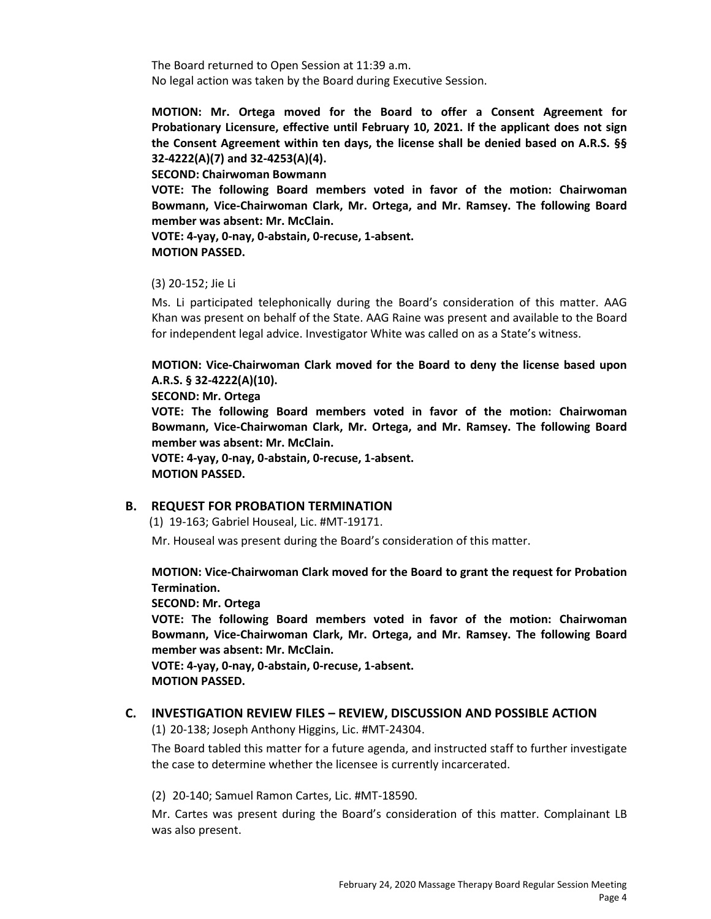The Board returned to Open Session at 11:39 a.m.
No legal action was taken by the Board during Executive Session.

**MOTION: Mr. Ortega moved for the Board to offer a Consent Agreement for Probationary Licensure, effective until February 10, 2021. If the applicant does not sign the Consent Agreement within ten days, the license shall be denied based on A.R.S. §§ 32-4222(A)(7) and 32-4253(A)(4).**
**SECOND: Chairwoman Bowmann**
**VOTE: The following Board members voted in favor of the motion: Chairwoman Bowmann, Vice-Chairwoman Clark, Mr. Ortega, and Mr. Ramsey. The following Board member was absent: Mr. McClain.**
**VOTE: 4-yay, 0-nay, 0-abstain, 0-recuse, 1-absent.**
**MOTION PASSED.**

(3) 20-152; Jie Li

Ms. Li participated telephonically during the Board's consideration of this matter. AAG Khan was present on behalf of the State. AAG Raine was present and available to the Board for independent legal advice. Investigator White was called on as a State's witness.

**MOTION: Vice-Chairwoman Clark moved for the Board to deny the license based upon A.R.S. § 32-4222(A)(10).**
**SECOND: Mr. Ortega**
**VOTE: The following Board members voted in favor of the motion: Chairwoman Bowmann, Vice-Chairwoman Clark, Mr. Ortega, and Mr. Ramsey. The following Board member was absent: Mr. McClain.**
**VOTE: 4-yay, 0-nay, 0-abstain, 0-recuse, 1-absent.**
**MOTION PASSED.**

## B. REQUEST FOR PROBATION TERMINATION

(1) 19-163; Gabriel Houseal, Lic. #MT-19171.

Mr. Houseal was present during the Board's consideration of this matter.

**MOTION: Vice-Chairwoman Clark moved for the Board to grant the request for Probation Termination.**
**SECOND: Mr. Ortega**
**VOTE: The following Board members voted in favor of the motion: Chairwoman Bowmann, Vice-Chairwoman Clark, Mr. Ortega, and Mr. Ramsey. The following Board member was absent: Mr. McClain.**
**VOTE: 4-yay, 0-nay, 0-abstain, 0-recuse, 1-absent.**
**MOTION PASSED.**

## C. INVESTIGATION REVIEW FILES – REVIEW, DISCUSSION AND POSSIBLE ACTION

(1) 20-138; Joseph Anthony Higgins, Lic. #MT-24304.

The Board tabled this matter for a future agenda, and instructed staff to further investigate the case to determine whether the licensee is currently incarcerated.

(2) 20-140; Samuel Ramon Cartes, Lic. #MT-18590.

Mr. Cartes was present during the Board's consideration of this matter. Complainant LB was also present.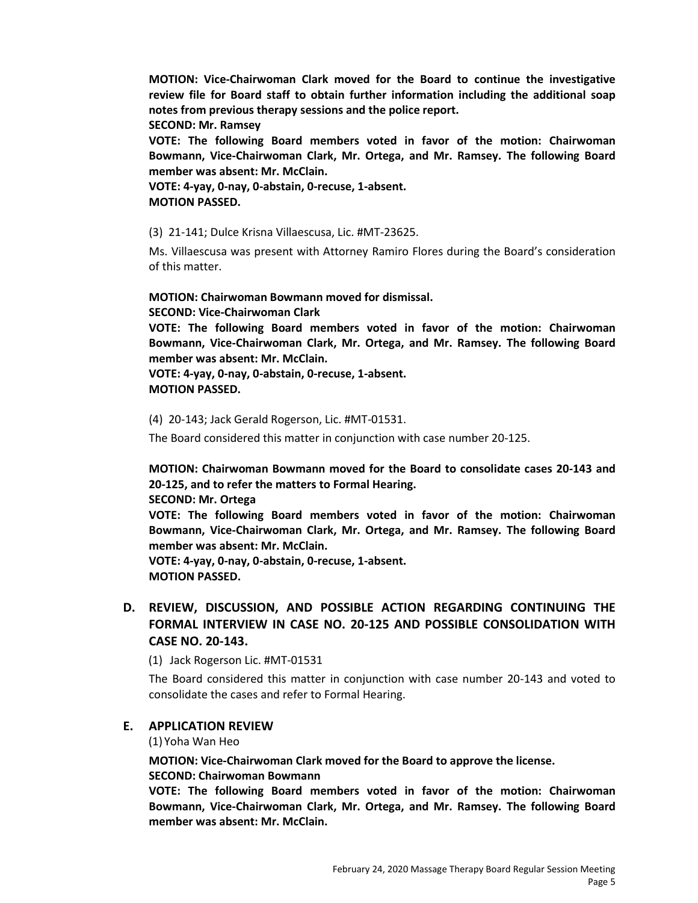**MOTION: Vice-Chairwoman Clark moved for the Board to continue the investigative review file for Board staff to obtain further information including the additional soap notes from previous therapy sessions and the police report.**
**SECOND: Mr. Ramsey**
**VOTE: The following Board members voted in favor of the motion: Chairwoman Bowmann, Vice-Chairwoman Clark, Mr. Ortega, and Mr. Ramsey. The following Board member was absent: Mr. McClain.**
**VOTE: 4-yay, 0-nay, 0-abstain, 0-recuse, 1-absent.**
**MOTION PASSED.**

(3) 21-141; Dulce Krisna Villaescusa, Lic. #MT-23625.

Ms. Villaescusa was present with Attorney Ramiro Flores during the Board's consideration of this matter.

**MOTION: Chairwoman Bowmann moved for dismissal.**
**SECOND: Vice-Chairwoman Clark**
**VOTE: The following Board members voted in favor of the motion: Chairwoman Bowmann, Vice-Chairwoman Clark, Mr. Ortega, and Mr. Ramsey. The following Board member was absent: Mr. McClain.**
**VOTE: 4-yay, 0-nay, 0-abstain, 0-recuse, 1-absent.**
**MOTION PASSED.**

(4) 20-143; Jack Gerald Rogerson, Lic. #MT-01531.

The Board considered this matter in conjunction with case number 20-125.

**MOTION: Chairwoman Bowmann moved for the Board to consolidate cases 20-143 and 20-125, and to refer the matters to Formal Hearing.**
**SECOND: Mr. Ortega**
**VOTE: The following Board members voted in favor of the motion: Chairwoman Bowmann, Vice-Chairwoman Clark, Mr. Ortega, and Mr. Ramsey. The following Board member was absent: Mr. McClain.**
**VOTE: 4-yay, 0-nay, 0-abstain, 0-recuse, 1-absent.**
**MOTION PASSED.**

## D. REVIEW, DISCUSSION, AND POSSIBLE ACTION REGARDING CONTINUING THE FORMAL INTERVIEW IN CASE NO. 20-125 AND POSSIBLE CONSOLIDATION WITH CASE NO. 20-143.

(1) Jack Rogerson Lic. #MT-01531

The Board considered this matter in conjunction with case number 20-143 and voted to consolidate the cases and refer to Formal Hearing.

## E. APPLICATION REVIEW

(1) Yoha Wan Heo

**MOTION: Vice-Chairwoman Clark moved for the Board to approve the license.**
**SECOND: Chairwoman Bowmann**
**VOTE: The following Board members voted in favor of the motion: Chairwoman Bowmann, Vice-Chairwoman Clark, Mr. Ortega, and Mr. Ramsey. The following Board member was absent: Mr. McClain.**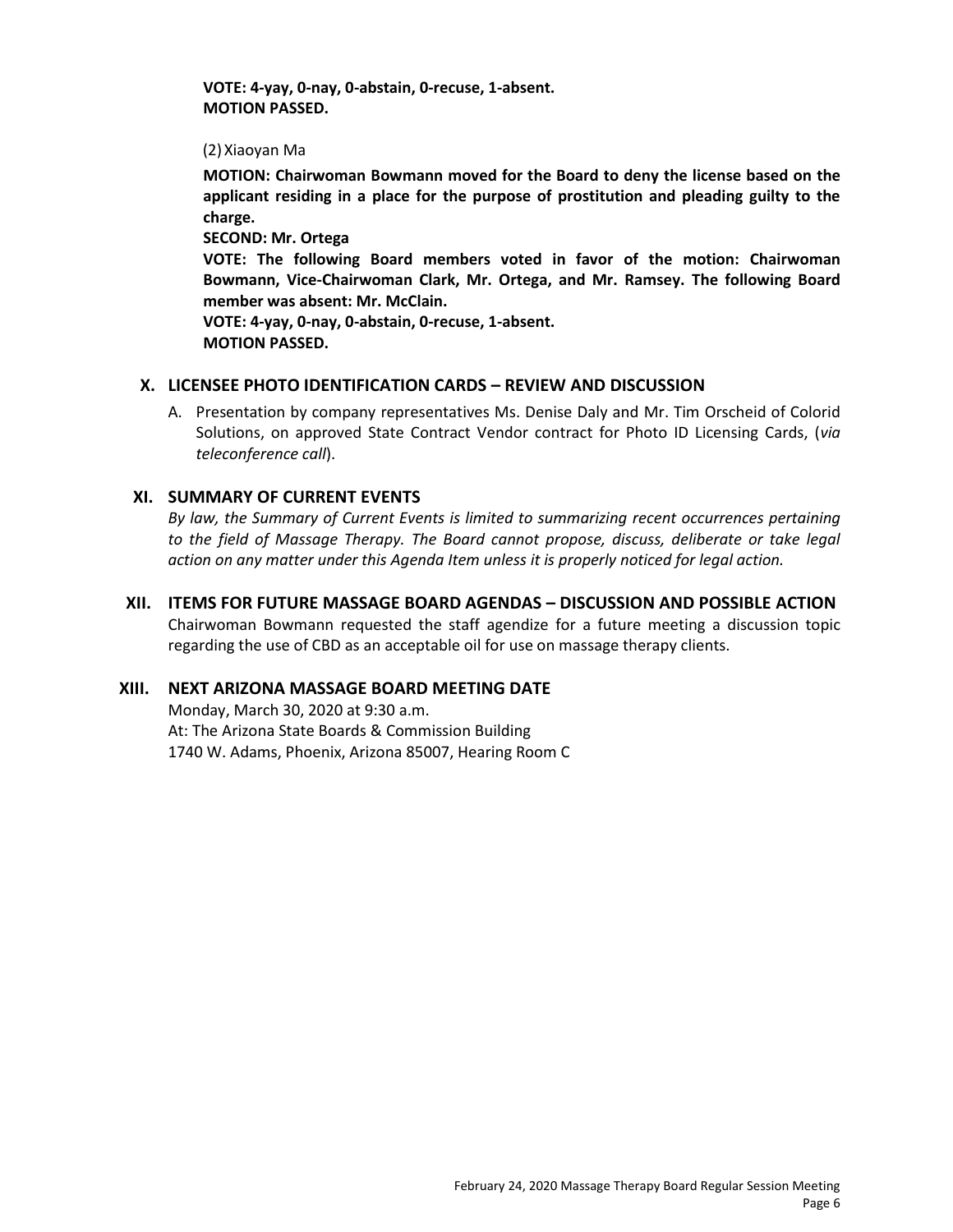**VOTE: 4-yay, 0-nay, 0-abstain, 0-recuse, 1-absent.**
**MOTION PASSED.**

(2) Xiaoyan Ma

**MOTION: Chairwoman Bowmann moved for the Board to deny the license based on the applicant residing in a place for the purpose of prostitution and pleading guilty to the charge.**
**SECOND: Mr. Ortega**
**VOTE: The following Board members voted in favor of the motion: Chairwoman Bowmann, Vice-Chairwoman Clark, Mr. Ortega, and Mr. Ramsey. The following Board member was absent: Mr. McClain.**
**VOTE: 4-yay, 0-nay, 0-abstain, 0-recuse, 1-absent.**
**MOTION PASSED.**

## X. LICENSEE PHOTO IDENTIFICATION CARDS – REVIEW AND DISCUSSION

A. Presentation by company representatives Ms. Denise Daly and Mr. Tim Orscheid of Colorid Solutions, on approved State Contract Vendor contract for Photo ID Licensing Cards, (*via teleconference call*).

## XI. SUMMARY OF CURRENT EVENTS

*By law, the Summary of Current Events is limited to summarizing recent occurrences pertaining to the field of Massage Therapy. The Board cannot propose, discuss, deliberate or take legal action on any matter under this Agenda Item unless it is properly noticed for legal action.*

## XII. ITEMS FOR FUTURE MASSAGE BOARD AGENDAS – DISCUSSION AND POSSIBLE ACTION

Chairwoman Bowmann requested the staff agendize for a future meeting a discussion topic regarding the use of CBD as an acceptable oil for use on massage therapy clients.

## XIII. NEXT ARIZONA MASSAGE BOARD MEETING DATE

Monday, March 30, 2020 at 9:30 a.m.
At: The Arizona State Boards & Commission Building
1740 W. Adams, Phoenix, Arizona 85007, Hearing Room C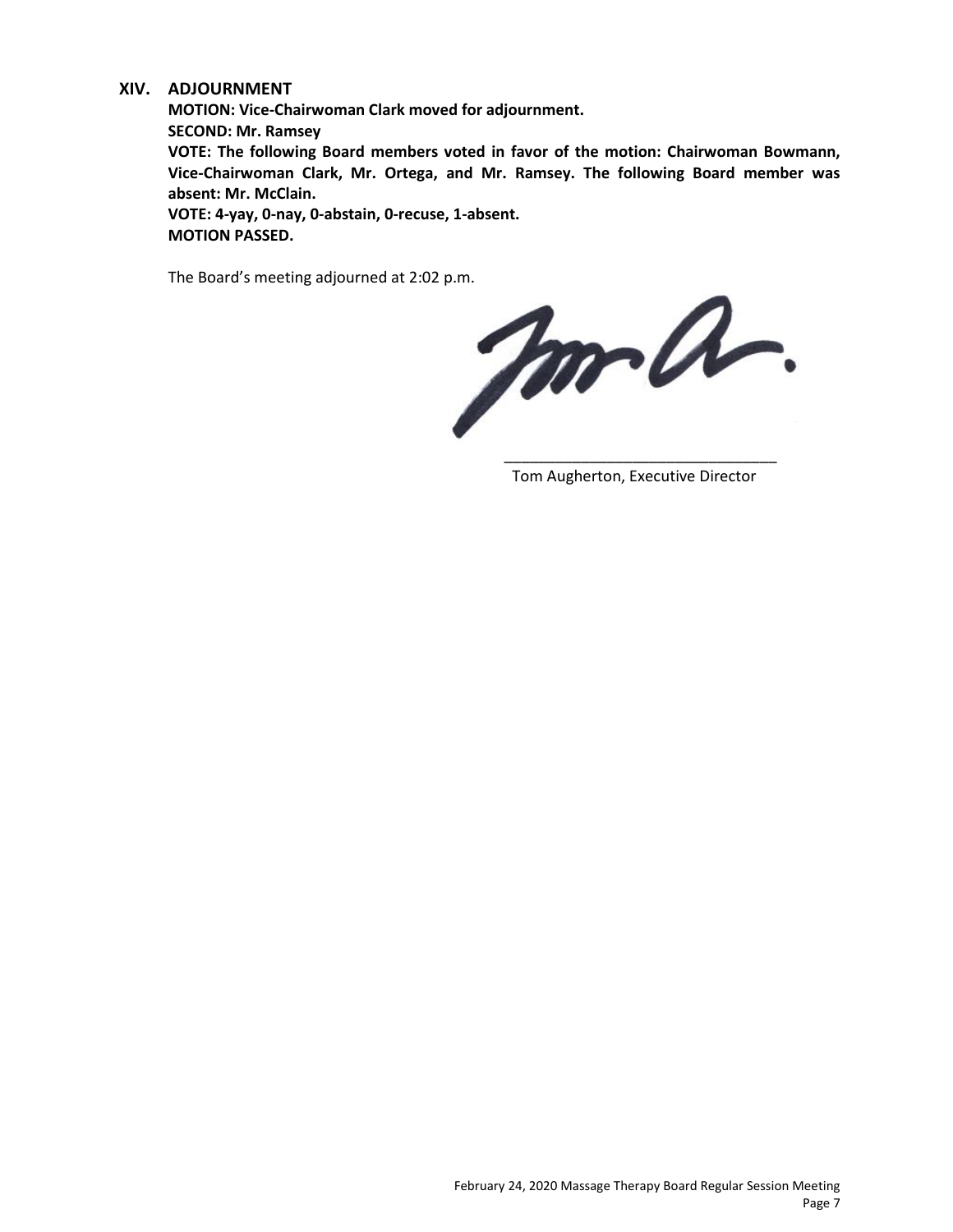## XIV. ADJOURNMENT

**MOTION: Vice-Chairwoman Clark moved for adjournment.**
**SECOND: Mr. Ramsey**
**VOTE: The following Board members voted in favor of the motion: Chairwoman Bowmann, Vice-Chairwoman Clark, Mr. Ortega, and Mr. Ramsey. The following Board member was absent: Mr. McClain.**
**VOTE: 4-yay, 0-nay, 0-abstain, 0-recuse, 1-absent.**
**MOTION PASSED.**

The Board's meeting adjourned at 2:02 p.m.

\_\_\_\_\_\_\_\_\_\_\_\_\_\_\_\_\_\_\_\_\_\_\_\_\_\_\_\_\_\_\_\_

Tom Augherton, Executive Director

February 24, 2020 Massage Therapy Board Regular Session Meeting